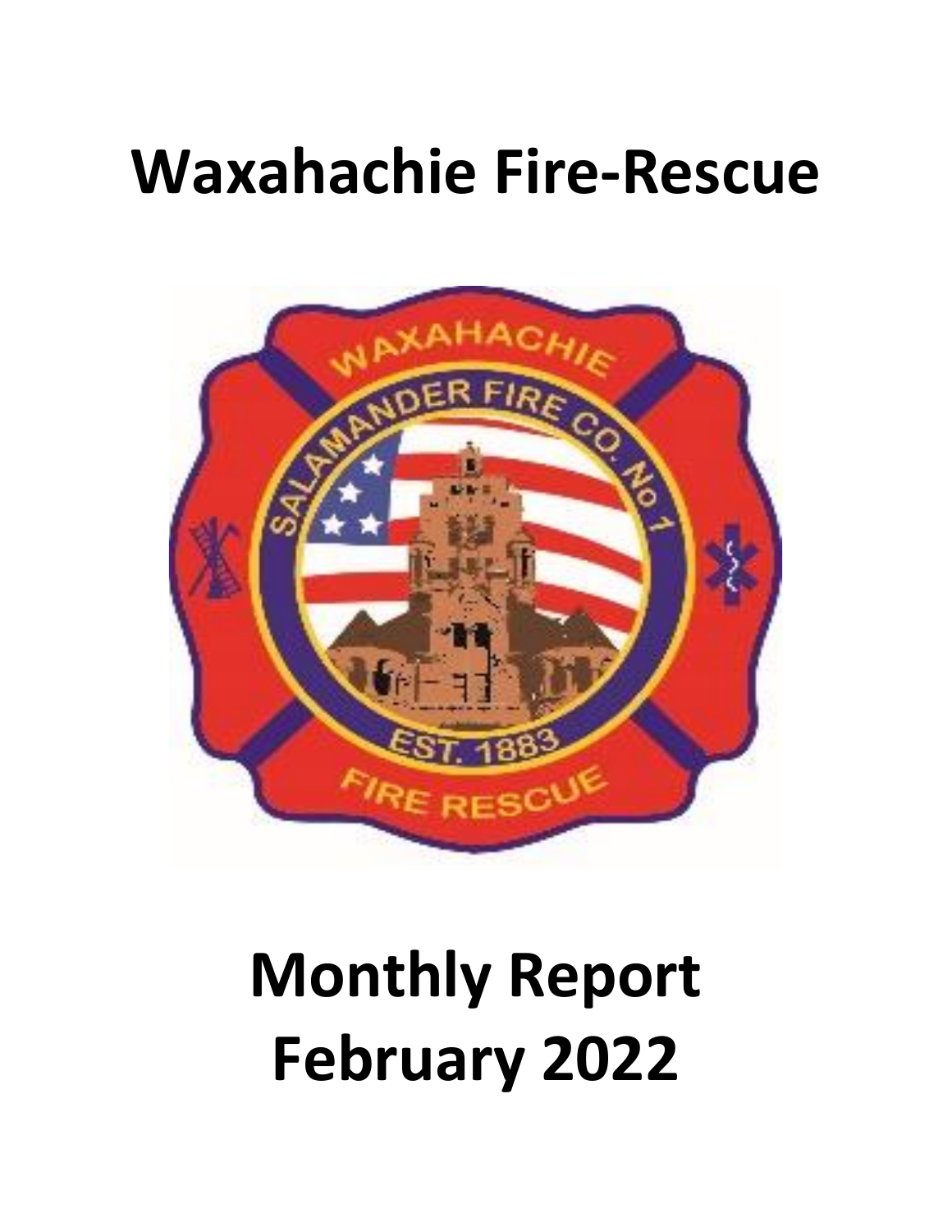# Waxahachie Fire-Rescue

# Monthly Report February 2022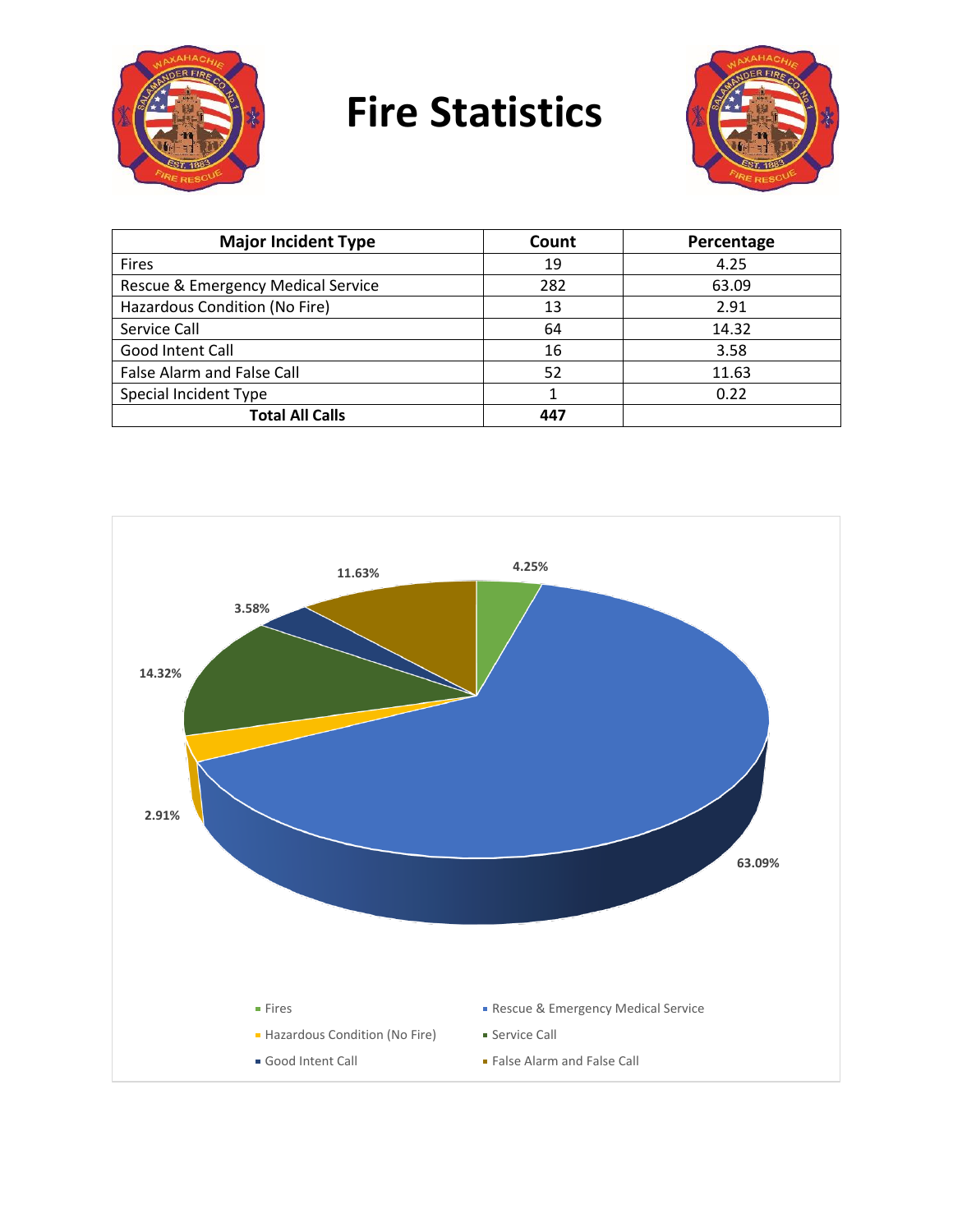# Fire Statistics

| Major Incident Type | Count | Percentage |
|---|---|---|
| Fires | 19 | 4.25 |
| Rescue & Emergency Medical Service | 282 | 63.09 |
| Hazardous Condition (No Fire) | 13 | 2.91 |
| Service Call | 64 | 14.32 |
| Good Intent Call | 16 | 3.58 |
| False Alarm and False Call | 52 | 11.63 |
| Special Incident Type | 1 | 0.22 |
| **Total All Calls** | **447** | |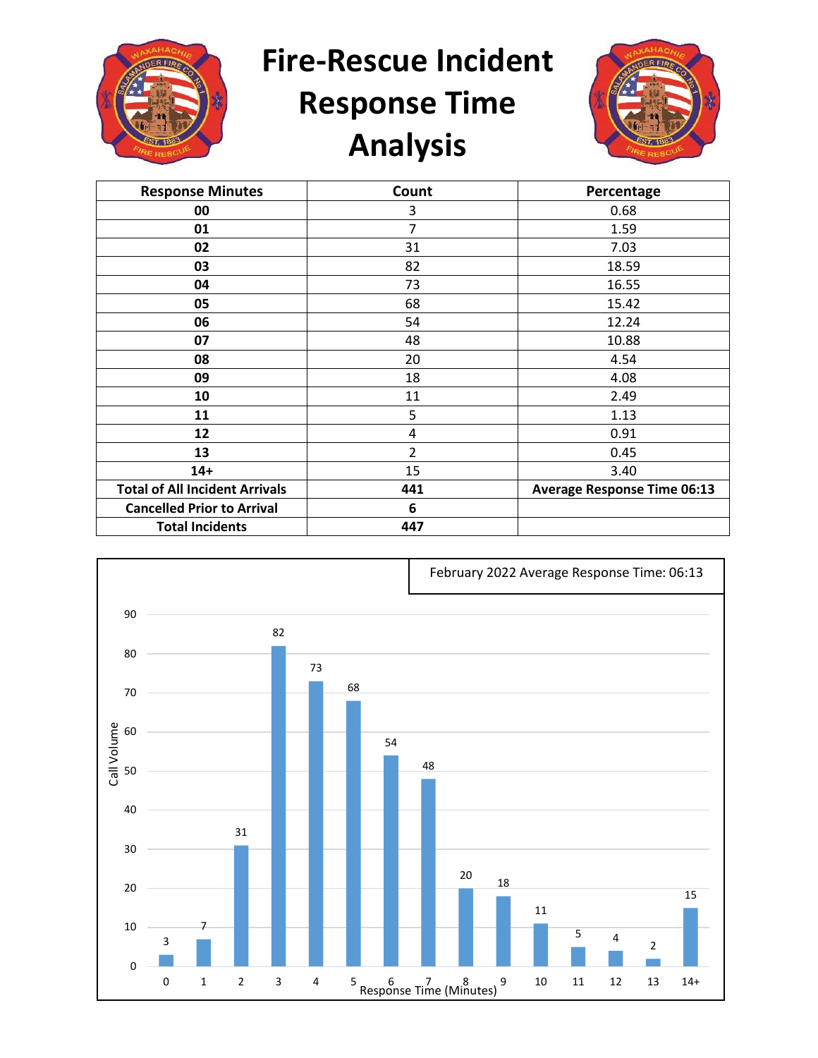# Fire-Rescue Incident Response Time Analysis

| Response Minutes | Count | Percentage |
|---|---|---|
| **00** | 3 | 0.68 |
| **01** | 7 | 1.59 |
| **02** | 31 | 7.03 |
| **03** | 82 | 18.59 |
| **04** | 73 | 16.55 |
| **05** | 68 | 15.42 |
| **06** | 54 | 12.24 |
| **07** | 48 | 10.88 |
| **08** | 20 | 4.54 |
| **09** | 18 | 4.08 |
| **10** | 11 | 2.49 |
| **11** | 5 | 1.13 |
| **12** | 4 | 0.91 |
| **13** | 2 | 0.45 |
| **14+** | 15 | 3.40 |
| **Total of All Incident Arrivals** | **441** | **Average Response Time 06:13** |
| **Cancelled Prior to Arrival** | **6** | |
| **Total Incidents** | **447** | |

February 2022 Average Response Time: 06:13

| Response Time (Minutes) | Call Volume |
|---|---|
| 0 | 3 |
| 1 | 7 |
| 2 | 31 |
| 3 | 82 |
| 4 | 73 |
| 5 | 68 |
| 6 | 54 |
| 7 | 48 |
| 8 | 20 |
| 9 | 18 |
| 10 | 11 |
| 11 | 5 |
| 12 | 4 |
| 13 | 2 |
| 14+ | 15 |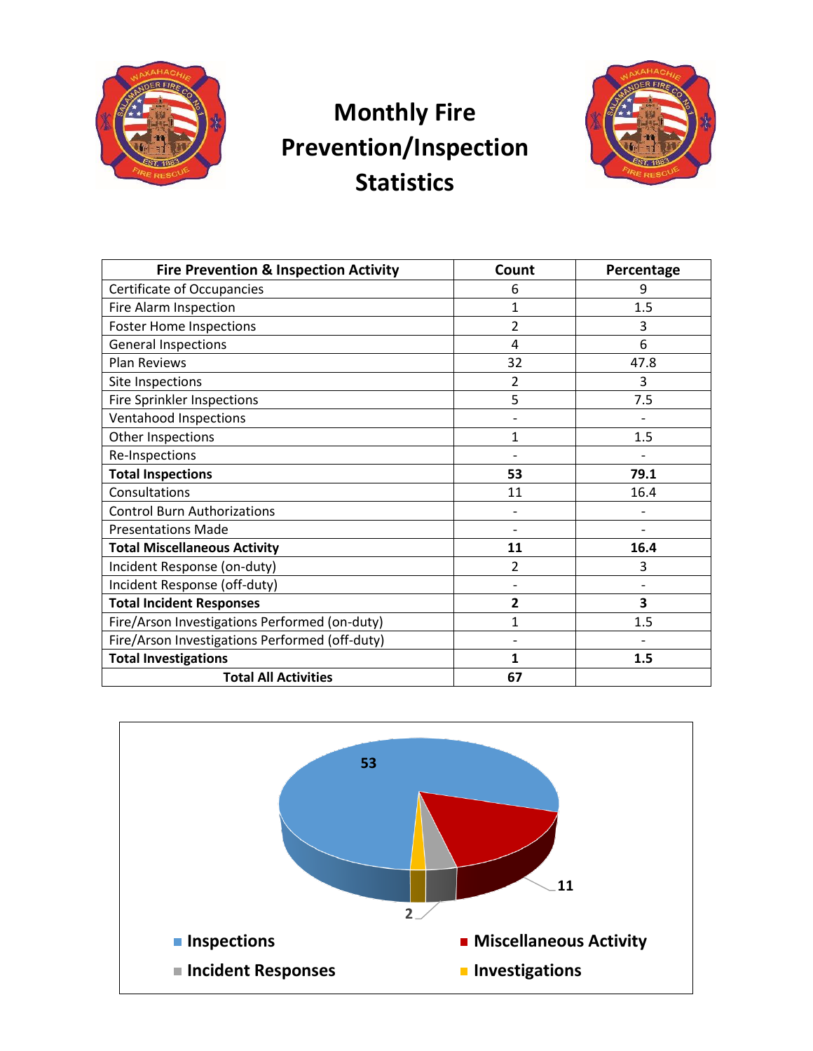# Monthly Fire Prevention/Inspection Statistics

| Fire Prevention & Inspection Activity | Count | Percentage |
|---|---|---|
| Certificate of Occupancies | 6 | 9 |
| Fire Alarm Inspection | 1 | 1.5 |
| Foster Home Inspections | 2 | 3 |
| General Inspections | 4 | 6 |
| Plan Reviews | 32 | 47.8 |
| Site Inspections | 2 | 3 |
| Fire Sprinkler Inspections | 5 | 7.5 |
| Ventahood Inspections | - | - |
| Other Inspections | 1 | 1.5 |
| Re-Inspections | - | - |
| **Total Inspections** | **53** | **79.1** |
| Consultations | 11 | 16.4 |
| Control Burn Authorizations | - | - |
| Presentations Made | - | - |
| **Total Miscellaneous Activity** | **11** | **16.4** |
| Incident Response (on-duty) | 2 | 3 |
| Incident Response (off-duty) | - | - |
| **Total Incident Responses** | **2** | **3** |
| Fire/Arson Investigations Performed (on-duty) | 1 | 1.5 |
| Fire/Arson Investigations Performed (off-duty) | - | - |
| **Total Investigations** | **1** | **1.5** |
| **Total All Activities** | **67** | |

53

11

2

Inspections
Miscellaneous Activity
Incident Responses
Investigations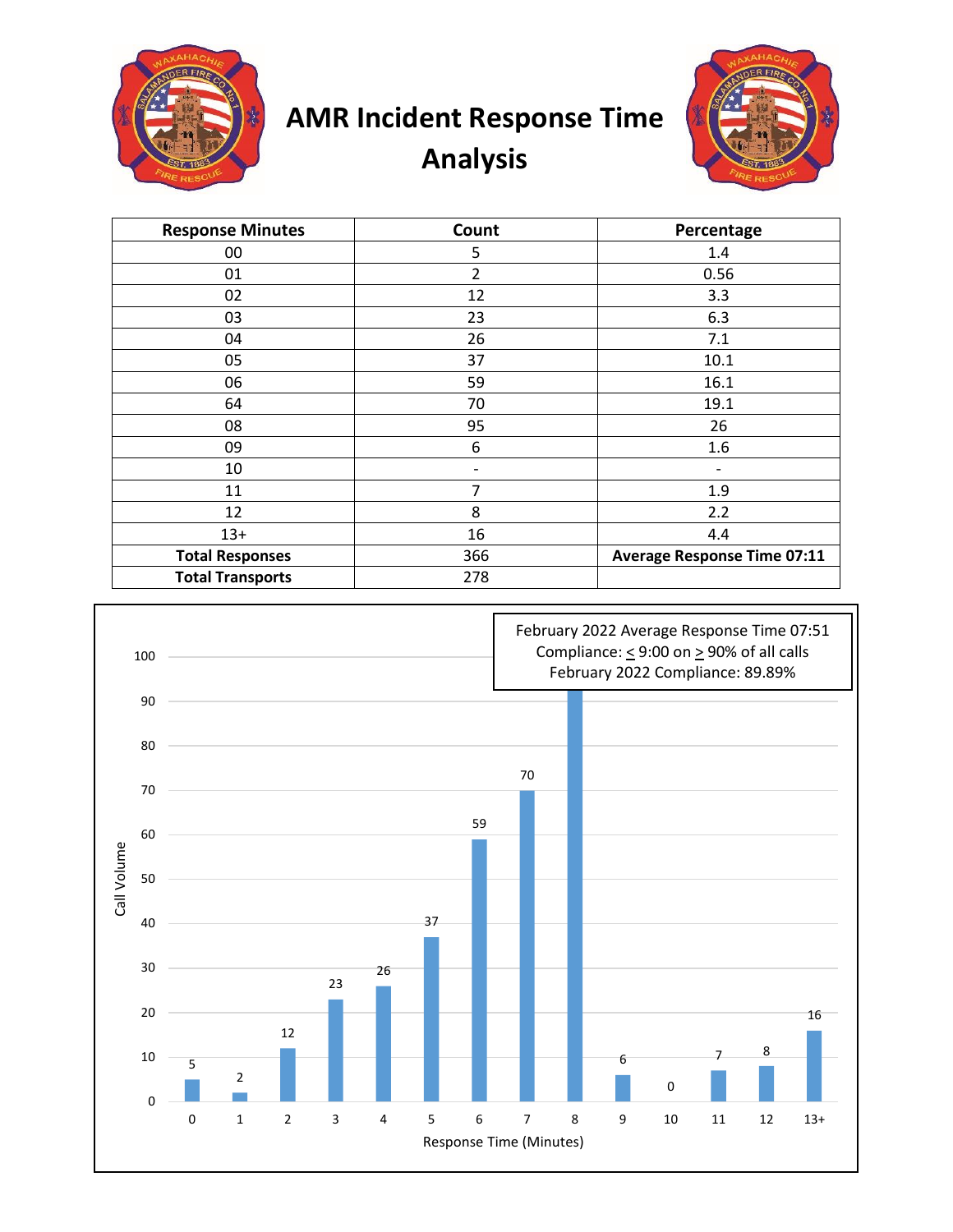# AMR Incident Response Time Analysis

| Response Minutes | Count | Percentage |
|---|---|---|
| 00 | 5 | 1.4 |
| 01 | 2 | 0.56 |
| 02 | 12 | 3.3 |
| 03 | 23 | 6.3 |
| 04 | 26 | 7.1 |
| 05 | 37 | 10.1 |
| 06 | 59 | 16.1 |
| 64 | 70 | 19.1 |
| 08 | 95 | 26 |
| 09 | 6 | 1.6 |
| 10 | - | - |
| 11 | 7 | 1.9 |
| 12 | 8 | 2.2 |
| 13+ | 16 | 4.4 |
| **Total Responses** | 366 | **Average Response Time 07:11** |
| **Total Transports** | 278 | |

February 2022 Average Response Time 07:51
Compliance: ≤ 9:00 on ≥ 90% of all calls
February 2022 Compliance: 89.89%

Call Volume

100
90
80
70
60
50
40
30
20
10
0

5, 2, 12, 23, 26, 37, 59, 70, 6, 0, 7, 8, 16

0 1 2 3 4 5 6 7 8 9 10 11 12 13+

Response Time (Minutes)